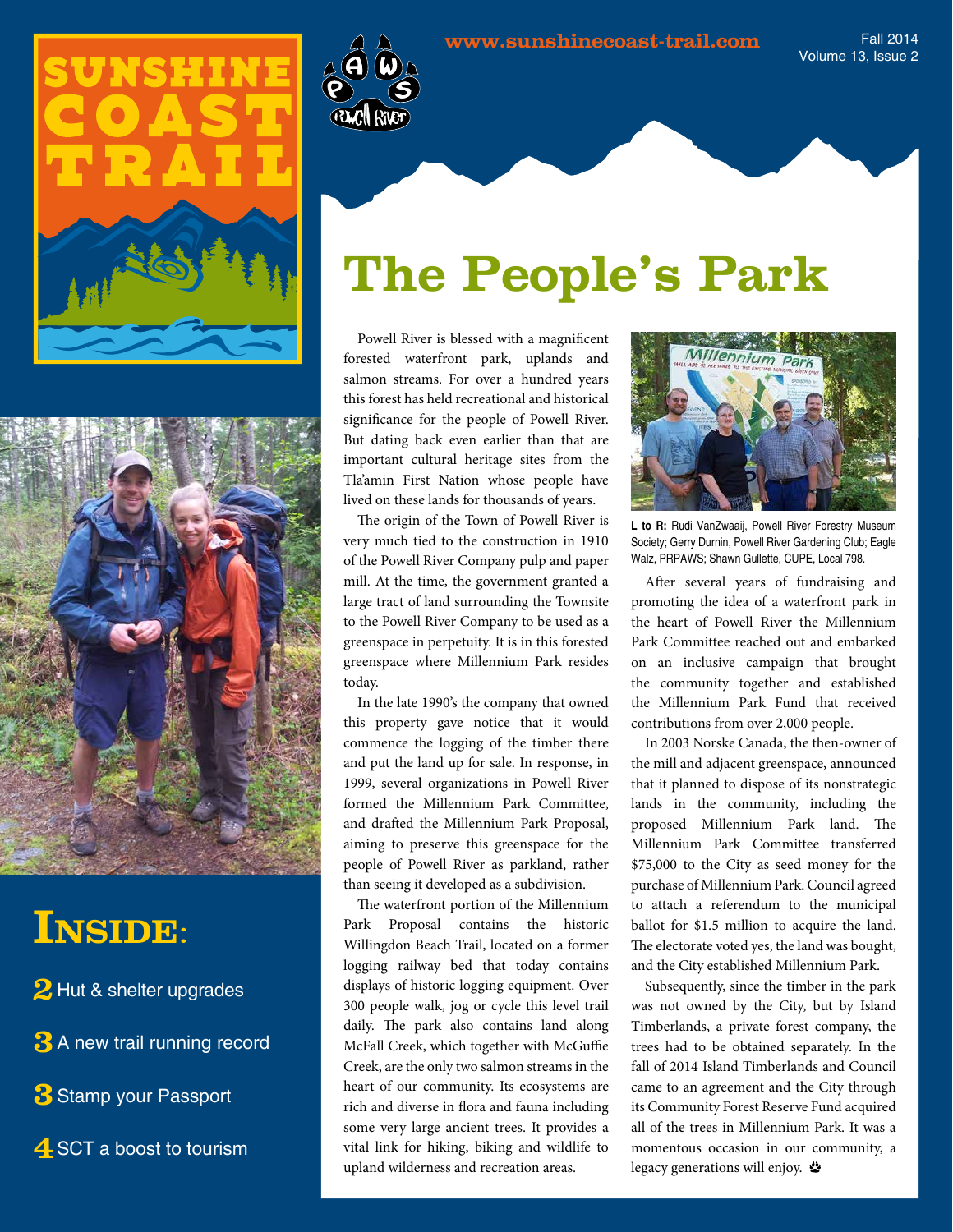# SUNSHINE COAST TRAIL

www.sunshinecoast-trail.com

Fall 2014
Volume 13, Issue 2

## INSIDE:

**2** Hut & shelter upgrades

**3** A new trail running record

**3** Stamp your Passport

**4** SCT a boost to tourism

# The People's Park

Powell River is blessed with a magnificent forested waterfront park, uplands and salmon streams. For over a hundred years this forest has held recreational and historical significance for the people of Powell River. But dating back even earlier than that are important cultural heritage sites from the Tla'amin First Nation whose people have lived on these lands for thousands of years.

The origin of the Town of Powell River is very much tied to the construction in 1910 of the Powell River Company pulp and paper mill. At the time, the government granted a large tract of land surrounding the Townsite to the Powell River Company to be used as a greenspace in perpetuity. It is in this forested greenspace where Millennium Park resides today.

In the late 1990's the company that owned this property gave notice that it would commence the logging of the timber there and put the land up for sale. In response, in 1999, several organizations in Powell River formed the Millennium Park Committee, and drafted the Millennium Park Proposal, aiming to preserve this greenspace for the people of Powell River as parkland, rather than seeing it developed as a subdivision.

The waterfront portion of the Millennium Park Proposal contains the historic Willingdon Beach Trail, located on a former logging railway bed that today contains displays of historic logging equipment. Over 300 people walk, jog or cycle this level trail daily. The park also contains land along McFall Creek, which together with McGuffie Creek, are the only two salmon streams in the heart of our community. Its ecosystems are rich and diverse in flora and fauna including some very large ancient trees. It provides a vital link for hiking, biking and wildlife to upland wilderness and recreation areas.

**L to R:** Rudi VanZwaaij, Powell River Forestry Museum Society; Gerry Durnin, Powell River Gardening Club; Eagle Walz, PRPAWS; Shawn Gullette, CUPE, Local 798.

After several years of fundraising and promoting the idea of a waterfront park in the heart of Powell River the Millennium Park Committee reached out and embarked on an inclusive campaign that brought the community together and established the Millennium Park Fund that received contributions from over 2,000 people.

In 2003 Norske Canada, the then-owner of the mill and adjacent greenspace, announced that it planned to dispose of its nonstrategic lands in the community, including the proposed Millennium Park land. The Millennium Park Committee transferred $75,000 to the City as seed money for the purchase of Millennium Park. Council agreed to attach a referendum to the municipal ballot for $1.5 million to acquire the land. The electorate voted yes, the land was bought, and the City established Millennium Park.

Subsequently, since the timber in the park was not owned by the City, but by Island Timberlands, a private forest company, the trees had to be obtained separately. In the fall of 2014 Island Timberlands and Council came to an agreement and the City through its Community Forest Reserve Fund acquired all of the trees in Millennium Park. It was a momentous occasion in our community, a legacy generations will enjoy.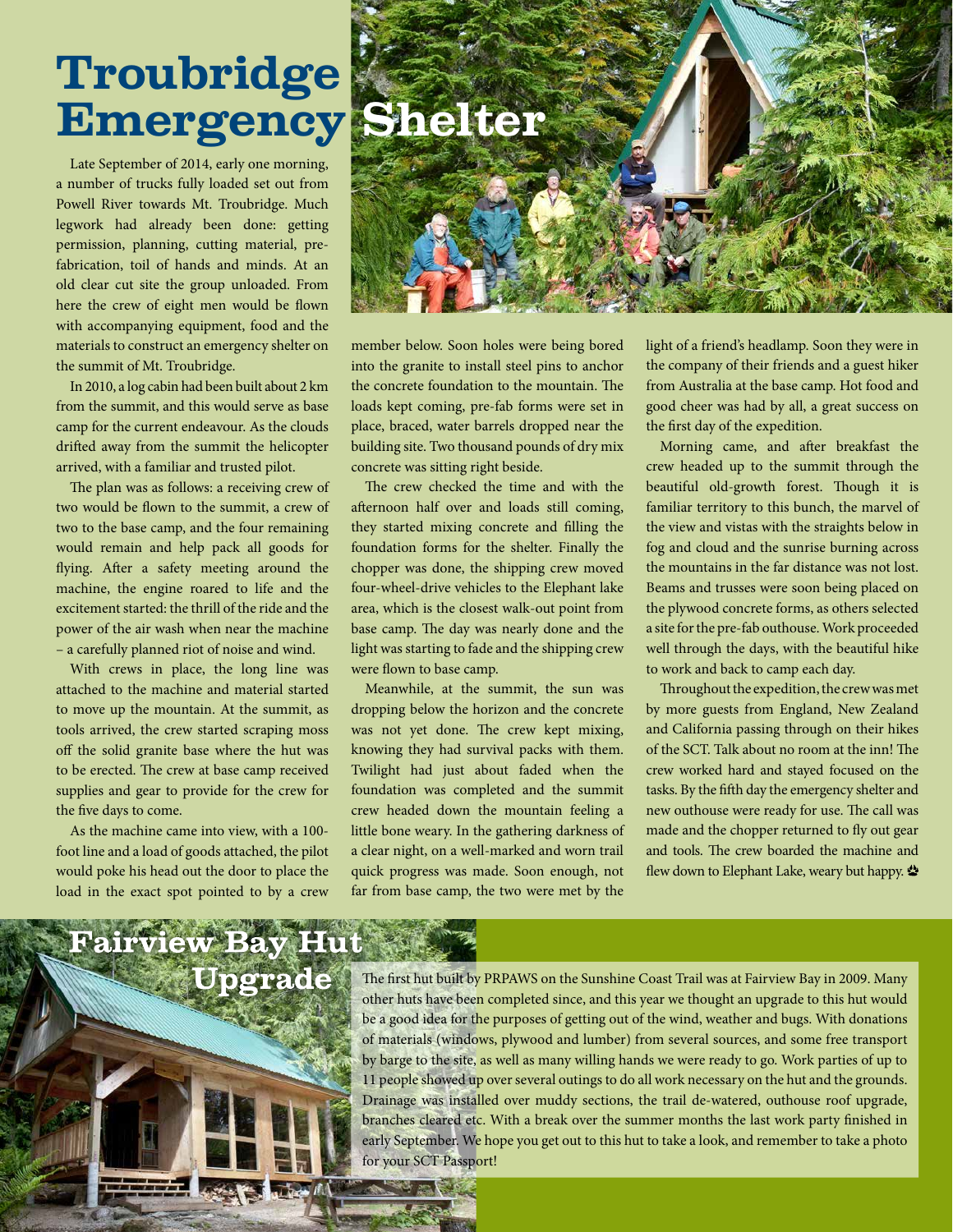# Troubridge Emergency Shelter

Late September of 2014, early one morning, a number of trucks fully loaded set out from Powell River towards Mt. Troubridge. Much legwork had already been done: getting permission, planning, cutting material, pre-fabrication, toil of hands and minds. At an old clear cut site the group unloaded. From here the crew of eight men would be flown with accompanying equipment, food and the materials to construct an emergency shelter on the summit of Mt. Troubridge.

In 2010, a log cabin had been built about 2 km from the summit, and this would serve as base camp for the current endeavour. As the clouds drifted away from the summit the helicopter arrived, with a familiar and trusted pilot.

The plan was as follows: a receiving crew of two would be flown to the summit, a crew of two to the base camp, and the four remaining would remain and help pack all goods for flying. After a safety meeting around the machine, the engine roared to life and the excitement started: the thrill of the ride and the power of the air wash when near the machine – a carefully planned riot of noise and wind.

With crews in place, the long line was attached to the machine and material started to move up the mountain. At the summit, as tools arrived, the crew started scraping moss off the solid granite base where the hut was to be erected. The crew at base camp received supplies and gear to provide for the crew for the five days to come.

As the machine came into view, with a 100-foot line and a load of goods attached, the pilot would poke his head out the door to place the load in the exact spot pointed to by a crew member below. Soon holes were being bored into the granite to install steel pins to anchor the concrete foundation to the mountain. The loads kept coming, pre-fab forms were set in place, braced, water barrels dropped near the building site. Two thousand pounds of dry mix concrete was sitting right beside.

The crew checked the time and with the afternoon half over and loads still coming, they started mixing concrete and filling the foundation forms for the shelter. Finally the chopper was done, the shipping crew moved four-wheel-drive vehicles to the Elephant lake area, which is the closest walk-out point from base camp. The day was nearly done and the light was starting to fade and the shipping crew were flown to base camp.

Meanwhile, at the summit, the sun was dropping below the horizon and the concrete was not yet done. The crew kept mixing, knowing they had survival packs with them. Twilight had just about faded when the foundation was completed and the summit crew headed down the mountain feeling a little bone weary. In the gathering darkness of a clear night, on a well-marked and worn trail quick progress was made. Soon enough, not far from base camp, the two were met by the light of a friend's headlamp. Soon they were in the company of their friends and a guest hiker from Australia at the base camp. Hot food and good cheer was had by all, a great success on the first day of the expedition.

Morning came, and after breakfast the crew headed up to the summit through the beautiful old-growth forest. Though it is familiar territory to this bunch, the marvel of the view and vistas with the straights below in fog and cloud and the sunrise burning across the mountains in the far distance was not lost. Beams and trusses were soon being placed on the plywood concrete forms, as others selected a site for the pre-fab outhouse. Work proceeded well through the days, with the beautiful hike to work and back to camp each day.

Throughout the expedition, the crew was met by more guests from England, New Zealand and California passing through on their hikes of the SCT. Talk about no room at the inn! The crew worked hard and stayed focused on the tasks. By the fifth day the emergency shelter and new outhouse were ready for use. The call was made and the chopper returned to fly out gear and tools. The crew boarded the machine and flew down to Elephant Lake, weary but happy.

# Fairview Bay Hut Upgrade

The first hut built by PRPAWS on the Sunshine Coast Trail was at Fairview Bay in 2009. Many other huts have been completed since, and this year we thought an upgrade to this hut would be a good idea for the purposes of getting out of the wind, weather and bugs. With donations of materials (windows, plywood and lumber) from several sources, and some free transport by barge to the site, as well as many willing hands we were ready to go. Work parties of up to 11 people showed up over several outings to do all work necessary on the hut and the grounds. Drainage was installed over muddy sections, the trail de-watered, outhouse roof upgrade, branches cleared etc. With a break over the summer months the last work party finished in early September. We hope you get out to this hut to take a look, and remember to take a photo for your SCT Passport!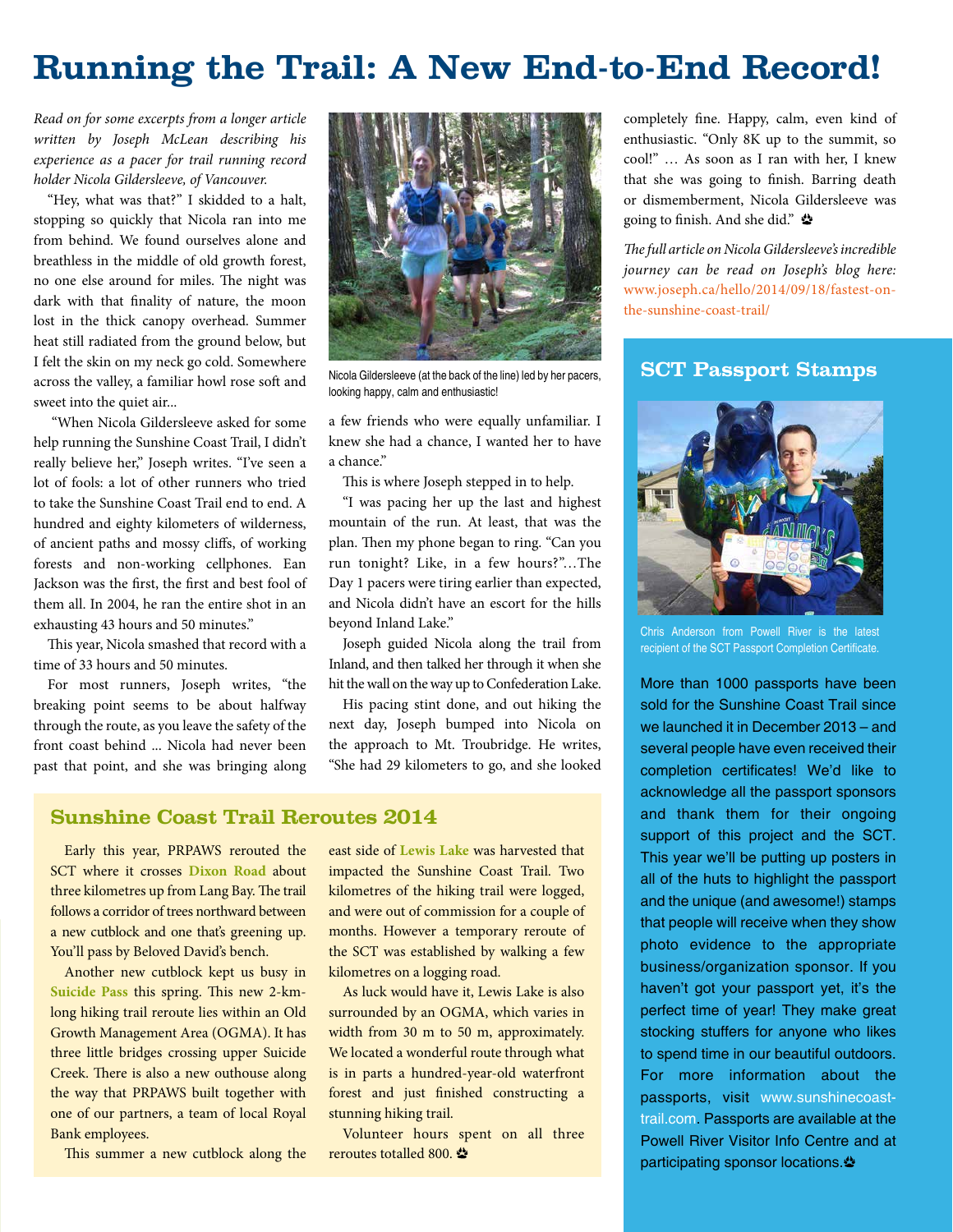# Running the Trail: A New End-to-End Record!

*Read on for some excerpts from a longer article written by Joseph McLean describing his experience as a pacer for trail running record holder Nicola Gildersleeve, of Vancouver.*

"Hey, what was that?" I skidded to a halt, stopping so quickly that Nicola ran into me from behind. We found ourselves alone and breathless in the middle of old growth forest, no one else around for miles. The night was dark with that finality of nature, the moon lost in the thick canopy overhead. Summer heat still radiated from the ground below, but I felt the skin on my neck go cold. Somewhere across the valley, a familiar howl rose soft and sweet into the quiet air...

"When Nicola Gildersleeve asked for some help running the Sunshine Coast Trail, I didn't really believe her," Joseph writes. "I've seen a lot of fools: a lot of other runners who tried to take the Sunshine Coast Trail end to end. A hundred and eighty kilometers of wilderness, of ancient paths and mossy cliffs, of working forests and non-working cellphones. Ean Jackson was the first, the first and best fool of them all. In 2004, he ran the entire shot in an exhausting 43 hours and 50 minutes."

This year, Nicola smashed that record with a time of 33 hours and 50 minutes.

For most runners, Joseph writes, "the breaking point seems to be about halfway through the route, as you leave the safety of the front coast behind ... Nicola had never been past that point, and she was bringing along a few friends who were equally unfamiliar. I knew she had a chance, I wanted her to have a chance."

Nicola Gildersleeve (at the back of the line) led by her pacers, looking happy, calm and enthusiastic!

This is where Joseph stepped in to help.

"I was pacing her up the last and highest mountain of the run. At least, that was the plan. Then my phone began to ring. "Can you run tonight? Like, in a few hours?"...The Day 1 pacers were tiring earlier than expected, and Nicola didn't have an escort for the hills beyond Inland Lake."

Joseph guided Nicola along the trail from Inland, and then talked her through it when she hit the wall on the way up to Confederation Lake.

His pacing stint done, and out hiking the next day, Joseph bumped into Nicola on the approach to Mt. Troubridge. He writes, "She had 29 kilometers to go, and she looked completely fine. Happy, calm, even kind of enthusiastic. "Only 8K up to the summit, so cool!" … As soon as I ran with her, I knew that she was going to finish. Barring death or dismemberment, Nicola Gildersleeve was going to finish. And she did."

*The full article on Nicola Gildersleeve's incredible journey can be read on Joseph's blog here:* www.joseph.ca/hello/2014/09/18/fastest-on-the-sunshine-coast-trail/

## Sunshine Coast Trail Reroutes 2014

Early this year, PRPAWS rerouted the SCT where it crosses **Dixon Road** about three kilometres up from Lang Bay. The trail follows a corridor of trees northward between a new cutblock and one that's greening up. You'll pass by Beloved David's bench.

Another new cutblock kept us busy in **Suicide Pass** this spring. This new 2-km-long hiking trail reroute lies within an Old Growth Management Area (OGMA). It has three little bridges crossing upper Suicide Creek. There is also a new outhouse along the way that PRPAWS built together with one of our partners, a team of local Royal Bank employees.

This summer a new cutblock along the east side of **Lewis Lake** was harvested that impacted the Sunshine Coast Trail. Two kilometres of the hiking trail were logged, and were out of commission for a couple of months. However a temporary reroute of the SCT was established by walking a few kilometres on a logging road.

As luck would have it, Lewis Lake is also surrounded by an OGMA, which varies in width from 30 m to 50 m, approximately. We located a wonderful route through what is in parts a hundred-year-old waterfront forest and just finished constructing a stunning hiking trail.

Volunteer hours spent on all three reroutes totalled 800.

## SCT Passport Stamps

Chris Anderson from Powell River is the latest recipient of the SCT Passport Completion Certificate.

More than 1000 passports have been sold for the Sunshine Coast Trail since we launched it in December 2013 – and several people have even received their completion certificates! We'd like to acknowledge all the passport sponsors and thank them for their ongoing support of this project and the SCT. This year we'll be putting up posters in all of the huts to highlight the passport and the unique (and awesome!) stamps that people will receive when they show photo evidence to the appropriate business/organization sponsor. If you haven't got your passport yet, it's the perfect time of year! They make great stocking stuffers for anyone who likes to spend time in our beautiful outdoors. For more information about the passports, visit www.sunshinecoast-trail.com. Passports are available at the Powell River Visitor Info Centre and at participating sponsor locations.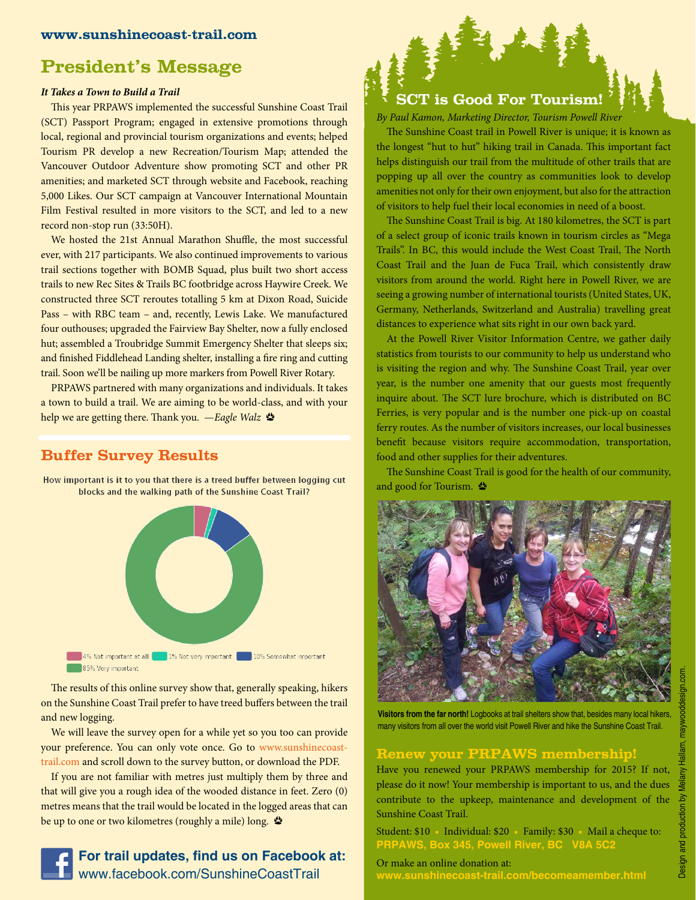www.sunshinecoast-trail.com

## President's Message

***It Takes a Town to Build a Trail***

This year PRPAWS implemented the successful Sunshine Coast Trail (SCT) Passport Program; engaged in extensive promotions through local, regional and provincial tourism organizations and events; helped Tourism PR develop a new Recreation/Tourism Map; attended the Vancouver Outdoor Adventure show promoting SCT and other PR amenities; and marketed SCT through website and Facebook, reaching 5,000 Likes. Our SCT campaign at Vancouver International Mountain Film Festival resulted in more visitors to the SCT, and led to a new record non-stop run (33:50H).

We hosted the 21st Annual Marathon Shuffle, the most successful ever, with 217 participants. We also continued improvements to various trail sections together with BOMB Squad, plus built two short access trails to new Rec Sites & Trails BC footbridge across Haywire Creek. We constructed three SCT reroutes totalling 5 km at Dixon Road, Suicide Pass – with RBC team – and, recently, Lewis Lake. We manufactured four outhouses; upgraded the Fairview Bay Shelter, now a fully enclosed hut; assembled a Troubridge Summit Emergency Shelter that sleeps six; and finished Fiddlehead Landing shelter, installing a fire ring and cutting trail. Soon we'll be nailing up more markers from Powell River Rotary.

PRPAWS partnered with many organizations and individuals. It takes a town to build a trail. We are aiming to be world-class, and with your help we are getting there. Thank you. *—Eagle Walz*

## Buffer Survey Results

How important is it to you that there is a treed buffer between logging cut blocks and the walking path of the Sunshine Coast Trail?

4% Not important at all
1% Not very important
10% Somewhat important
85% Very important

The results of this online survey show that, generally speaking, hikers on the Sunshine Coast Trail prefer to have treed buffers between the trail and new logging.

We will leave the survey open for a while yet so you too can provide your preference. You can only vote once. Go to www.sunshinecoast-trail.com and scroll down to the survey button, or download the PDF.

If you are not familiar with metres just multiply them by three and that will give you a rough idea of the wooded distance in feet. Zero (0) metres means that the trail would be located in the logged areas that can be up to one or two kilometres (roughly a mile) long.

**For trail updates, find us on Facebook at:**
www.facebook.com/SunshineCoastTrail

## SCT is Good For Tourism!

*By Paul Kamon, Marketing Director, Tourism Powell River*

The Sunshine Coast trail in Powell River is unique; it is known as the longest "hut to hut" hiking trail in Canada. This important fact helps distinguish our trail from the multitude of other trails that are popping up all over the country as communities look to develop amenities not only for their own enjoyment, but also for the attraction of visitors to help fuel their local economies in need of a boost.

The Sunshine Coast Trail is big. At 180 kilometres, the SCT is part of a select group of iconic trails known in tourism circles as "Mega Trails". In BC, this would include the West Coast Trail, The North Coast Trail and the Juan de Fuca Trail, which consistently draw visitors from around the world. Right here in Powell River, we are seeing a growing number of international tourists (United States, UK, Germany, Netherlands, Switzerland and Australia) travelling great distances to experience what sits right in our own back yard.

At the Powell River Visitor Information Centre, we gather daily statistics from tourists to our community to help us understand who is visiting the region and why. The Sunshine Coast Trail, year over year, is the number one amenity that our guests most frequently inquire about. The SCT lure brochure, which is distributed on BC Ferries, is very popular and is the number one pick-up on coastal ferry routes. As the number of visitors increases, our local businesses benefit because visitors require accommodation, transportation, food and other supplies for their adventures.

The Sunshine Coast Trail is good for the health of our community, and good for Tourism.

**Visitors from the far north!** Logbooks at trail shelters show that, besides many local hikers, many visitors from all over the world visit Powell River and hike the Sunshine Coast Trail.

## Renew your PRPAWS membership!

Have you renewed your PRPAWS membership for 2015? If not, please do it now! Your membership is important to us, and the dues contribute to the upkeep, maintenance and development of the Sunshine Coast Trail.

Student: $10 • Individual: $20 • Family: $30 • Mail a cheque to:
**PRPAWS, Box 345, Powell River, BC V8A 5C2**

Or make an online donation at:
**www.sunshinecoast-trail.com/becomeamember.html**

Design and production by Melany Hallam, maywooddesign.com.